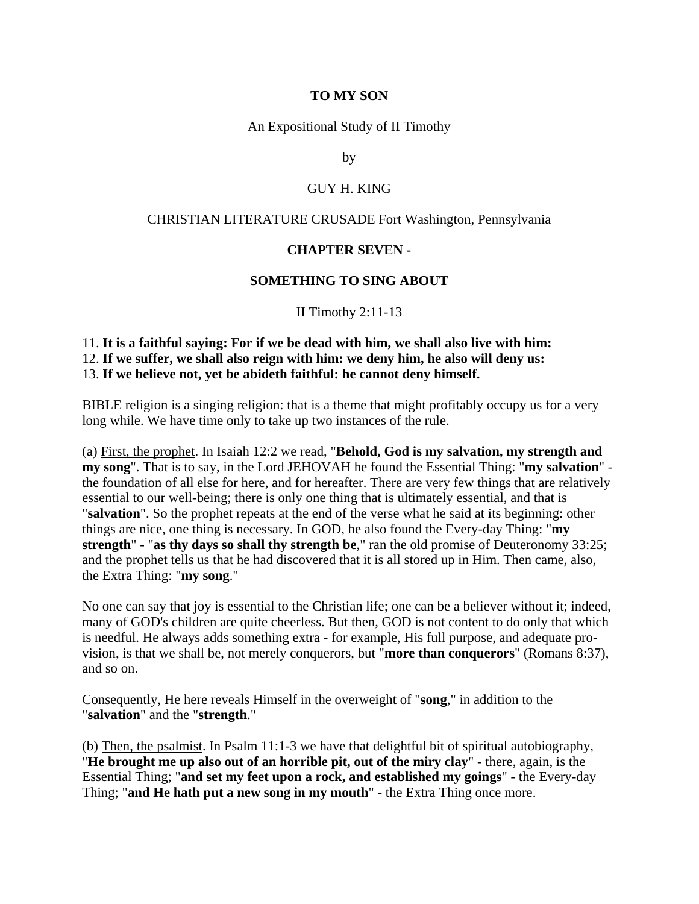**TO MY SON**

An Expositional Study of II Timothy

by

GUY H. KING

CHRISTIAN LITERATURE CRUSADE Fort Washington, Pennsylvania

## CHAPTER SEVEN -

## SOMETHING TO SING ABOUT

II Timothy 2:11-13

11. **It is a faithful saying: For if we be dead with him, we shall also live with him:**
12. **If we suffer, we shall also reign with him: we deny him, he also will deny us:**
13. **If we believe not, yet be abideth faithful: he cannot deny himself.**

BIBLE religion is a singing religion: that is a theme that might profitably occupy us for a very long while. We have time only to take up two instances of the rule.

(a) First, the prophet. In Isaiah 12:2 we read, "**Behold, God is my salvation, my strength and my song**". That is to say, in the Lord JEHOVAH he found the Essential Thing: "**my salvation**" - the foundation of all else for here, and for hereafter. There are very few things that are relatively essential to our well-being; there is only one thing that is ultimately essential, and that is "**salvation**". So the prophet repeats at the end of the verse what he said at its beginning: other things are nice, one thing is necessary. In GOD, he also found the Every-day Thing: "**my strength**" - "**as thy days so shall thy strength be**," ran the old promise of Deuteronomy 33:25; and the prophet tells us that he had discovered that it is all stored up in Him. Then came, also, the Extra Thing: "**my song**."

No one can say that joy is essential to the Christian life; one can be a believer without it; indeed, many of GOD's children are quite cheerless. But then, GOD is not content to do only that which is needful. He always adds something extra - for example, His full purpose, and adequate provision, is that we shall be, not merely conquerors, but "**more than conquerors**" (Romans 8:37), and so on.

Consequently, He here reveals Himself in the overweight of "**song**," in addition to the "**salvation**" and the "**strength**."

(b) Then, the psalmist. In Psalm 11:1-3 we have that delightful bit of spiritual autobiography, "**He brought me up also out of an horrible pit, out of the miry clay**" - there, again, is the Essential Thing; "**and set my feet upon a rock, and established my goings**" - the Every-day Thing; "**and He hath put a new song in my mouth**" - the Extra Thing once more.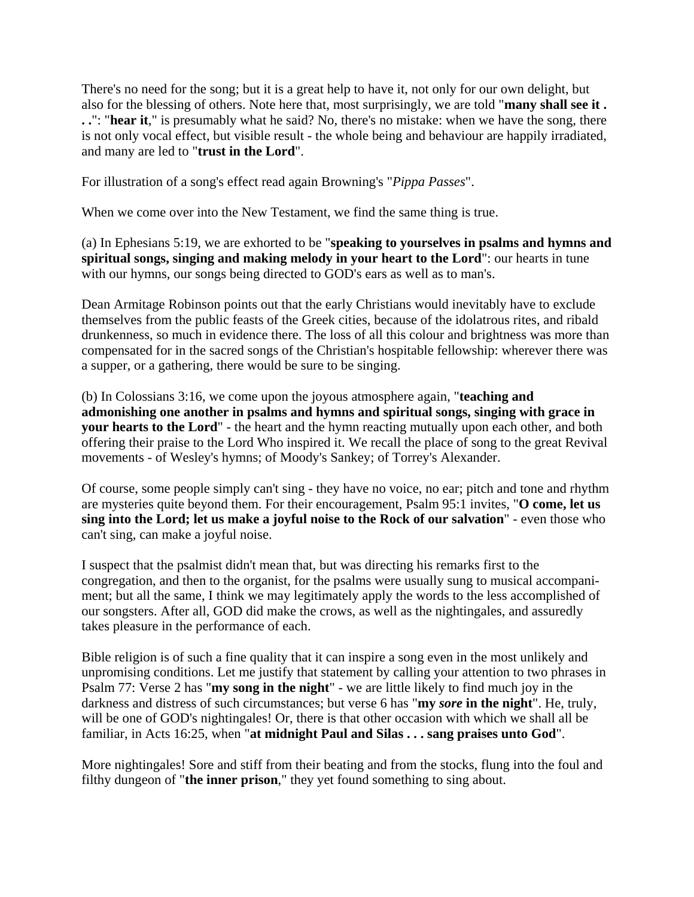There's no need for the song; but it is a great help to have it, not only for our own delight, but also for the blessing of others. Note here that, most surprisingly, we are told "**many shall see it . . .**": "**hear it**," is presumably what he said? No, there's no mistake: when we have the song, there is not only vocal effect, but visible result - the whole being and behaviour are happily irradiated, and many are led to "**trust in the Lord**".

For illustration of a song's effect read again Browning's "*Pippa Passes*".

When we come over into the New Testament, we find the same thing is true.

(a) In Ephesians 5:19, we are exhorted to be "**speaking to yourselves in psalms and hymns and spiritual songs, singing and making melody in your heart to the Lord**": our hearts in tune with our hymns, our songs being directed to GOD's ears as well as to man's.

Dean Armitage Robinson points out that the early Christians would inevitably have to exclude themselves from the public feasts of the Greek cities, because of the idolatrous rites, and ribald drunkenness, so much in evidence there. The loss of all this colour and brightness was more than compensated for in the sacred songs of the Christian's hospitable fellowship: wherever there was a supper, or a gathering, there would be sure to be singing.

(b) In Colossians 3:16, we come upon the joyous atmosphere again, "**teaching and admonishing one another in psalms and hymns and spiritual songs, singing with grace in your hearts to the Lord**" - the heart and the hymn reacting mutually upon each other, and both offering their praise to the Lord Who inspired it. We recall the place of song to the great Revival movements - of Wesley's hymns; of Moody's Sankey; of Torrey's Alexander.

Of course, some people simply can't sing - they have no voice, no ear; pitch and tone and rhythm are mysteries quite beyond them. For their encouragement, Psalm 95:1 invites, "**O come, let us sing into the Lord; let us make a joyful noise to the Rock of our salvation**" - even those who can't sing, can make a joyful noise.

I suspect that the psalmist didn't mean that, but was directing his remarks first to the congregation, and then to the organist, for the psalms were usually sung to musical accompaniment; but all the same, I think we may legitimately apply the words to the less accomplished of our songsters. After all, GOD did make the crows, as well as the nightingales, and assuredly takes pleasure in the performance of each.

Bible religion is of such a fine quality that it can inspire a song even in the most unlikely and unpromising conditions. Let me justify that statement by calling your attention to two phrases in Psalm 77: Verse 2 has "**my song in the night**" - we are little likely to find much joy in the darkness and distress of such circumstances; but verse 6 has "**my *sore* in the night**". He, truly, will be one of GOD's nightingales! Or, there is that other occasion with which we shall all be familiar, in Acts 16:25, when "**at midnight Paul and Silas . . . sang praises unto God**".

More nightingales! Sore and stiff from their beating and from the stocks, flung into the foul and filthy dungeon of "**the inner prison**," they yet found something to sing about.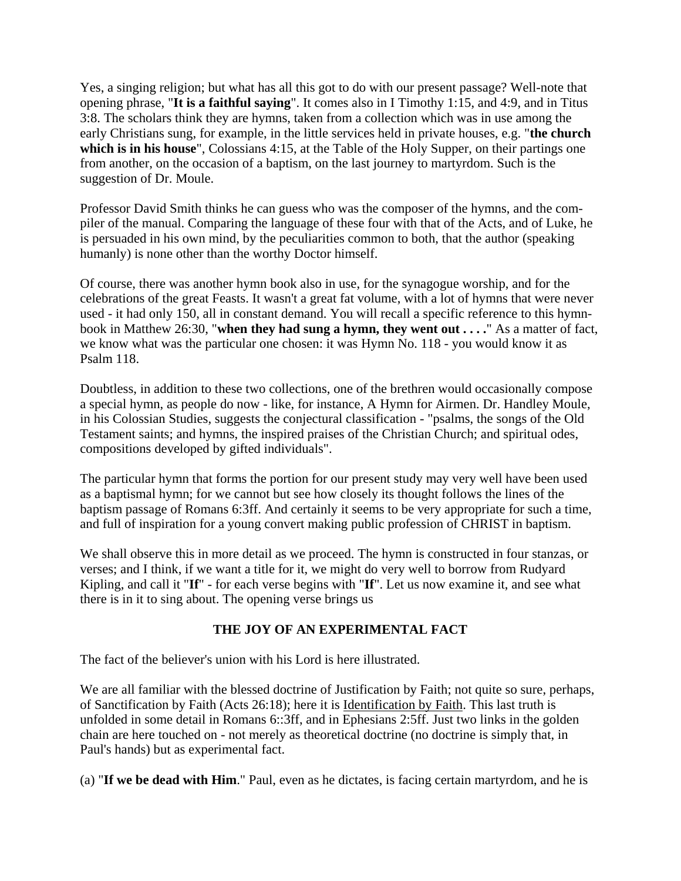Yes, a singing religion; but what has all this got to do with our present passage? Well-note that opening phrase, "**It is a faithful saying**". It comes also in I Timothy 1:15, and 4:9, and in Titus 3:8. The scholars think they are hymns, taken from a collection which was in use among the early Christians sung, for example, in the little services held in private houses, e.g. "**the church which is in his house**", Colossians 4:15, at the Table of the Holy Supper, on their partings one from another, on the occasion of a baptism, on the last journey to martyrdom. Such is the suggestion of Dr. Moule.

Professor David Smith thinks he can guess who was the composer of the hymns, and the compiler of the manual. Comparing the language of these four with that of the Acts, and of Luke, he is persuaded in his own mind, by the peculiarities common to both, that the author (speaking humanly) is none other than the worthy Doctor himself.

Of course, there was another hymn book also in use, for the synagogue worship, and for the celebrations of the great Feasts. It wasn't a great fat volume, with a lot of hymns that were never used - it had only 150, all in constant demand. You will recall a specific reference to this hymnbook in Matthew 26:30, "**when they had sung a hymn, they went out . . . .**" As a matter of fact, we know what was the particular one chosen: it was Hymn No. 118 - you would know it as Psalm 118.

Doubtless, in addition to these two collections, one of the brethren would occasionally compose a special hymn, as people do now - like, for instance, A Hymn for Airmen. Dr. Handley Moule, in his Colossian Studies, suggests the conjectural classification - "psalms, the songs of the Old Testament saints; and hymns, the inspired praises of the Christian Church; and spiritual odes, compositions developed by gifted individuals".

The particular hymn that forms the portion for our present study may very well have been used as a baptismal hymn; for we cannot but see how closely its thought follows the lines of the baptism passage of Romans 6:3ff. And certainly it seems to be very appropriate for such a time, and full of inspiration for a young convert making public profession of CHRIST in baptism.

We shall observe this in more detail as we proceed. The hymn is constructed in four stanzas, or verses; and I think, if we want a title for it, we might do very well to borrow from Rudyard Kipling, and call it "**If**" - for each verse begins with "**If**". Let us now examine it, and see what there is in it to sing about. The opening verse brings us

### THE JOY OF AN EXPERIMENTAL FACT

The fact of the believer's union with his Lord is here illustrated.

We are all familiar with the blessed doctrine of Justification by Faith; not quite so sure, perhaps, of Sanctification by Faith (Acts 26:18); here it is <u>Identification by Faith</u>. This last truth is unfolded in some detail in Romans 6::3ff, and in Ephesians 2:5ff. Just two links in the golden chain are here touched on - not merely as theoretical doctrine (no doctrine is simply that, in Paul's hands) but as experimental fact.

(a) "**If we be dead with Him**." Paul, even as he dictates, is facing certain martyrdom, and he is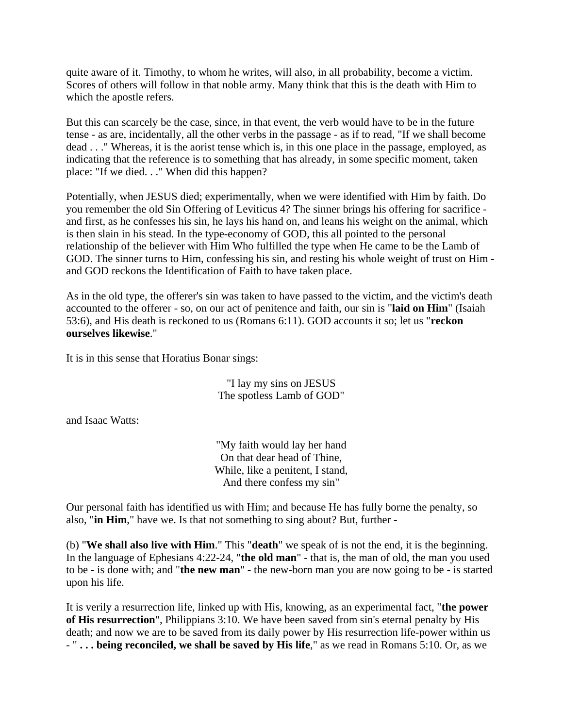quite aware of it. Timothy, to whom he writes, will also, in all probability, become a victim. Scores of others will follow in that noble army. Many think that this is the death with Him to which the apostle refers.

But this can scarcely be the case, since, in that event, the verb would have to be in the future tense - as are, incidentally, all the other verbs in the passage - as if to read, "If we shall become dead . . ." Whereas, it is the aorist tense which is, in this one place in the passage, employed, as indicating that the reference is to something that has already, in some specific moment, taken place: "If we died. . ." When did this happen?

Potentially, when JESUS died; experimentally, when we were identified with Him by faith. Do you remember the old Sin Offering of Leviticus 4? The sinner brings his offering for sacrifice - and first, as he confesses his sin, he lays his hand on, and leans his weight on the animal, which is then slain in his stead. In the type-economy of GOD, this all pointed to the personal relationship of the believer with Him Who fulfilled the type when He came to be the Lamb of GOD. The sinner turns to Him, confessing his sin, and resting his whole weight of trust on Him - and GOD reckons the Identification of Faith to have taken place.

As in the old type, the offerer's sin was taken to have passed to the victim, and the victim's death accounted to the offerer - so, on our act of penitence and faith, our sin is "**laid on Him**" (Isaiah 53:6), and His death is reckoned to us (Romans 6:11). GOD accounts it so; let us "**reckon ourselves likewise**."

It is in this sense that Horatius Bonar sings:

"I lay my sins on JESUS
The spotless Lamb of GOD"

and Isaac Watts:

"My faith would lay her hand
On that dear head of Thine,
While, like a penitent, I stand,
And there confess my sin"

Our personal faith has identified us with Him; and because He has fully borne the penalty, so also, "**in Him**," have we. Is that not something to sing about? But, further -

(b) "**We shall also live with Him**." This "**death**" we speak of is not the end, it is the beginning. In the language of Ephesians 4:22-24, "**the old man**" - that is, the man of old, the man you used to be - is done with; and "**the new man**" - the new-born man you are now going to be - is started upon his life.

It is verily a resurrection life, linked up with His, knowing, as an experimental fact, "**the power of His resurrection**", Philippians 3:10. We have been saved from sin's eternal penalty by His death; and now we are to be saved from its daily power by His resurrection life-power within us - " **. . . being reconciled, we shall be saved by His life**," as we read in Romans 5:10. Or, as we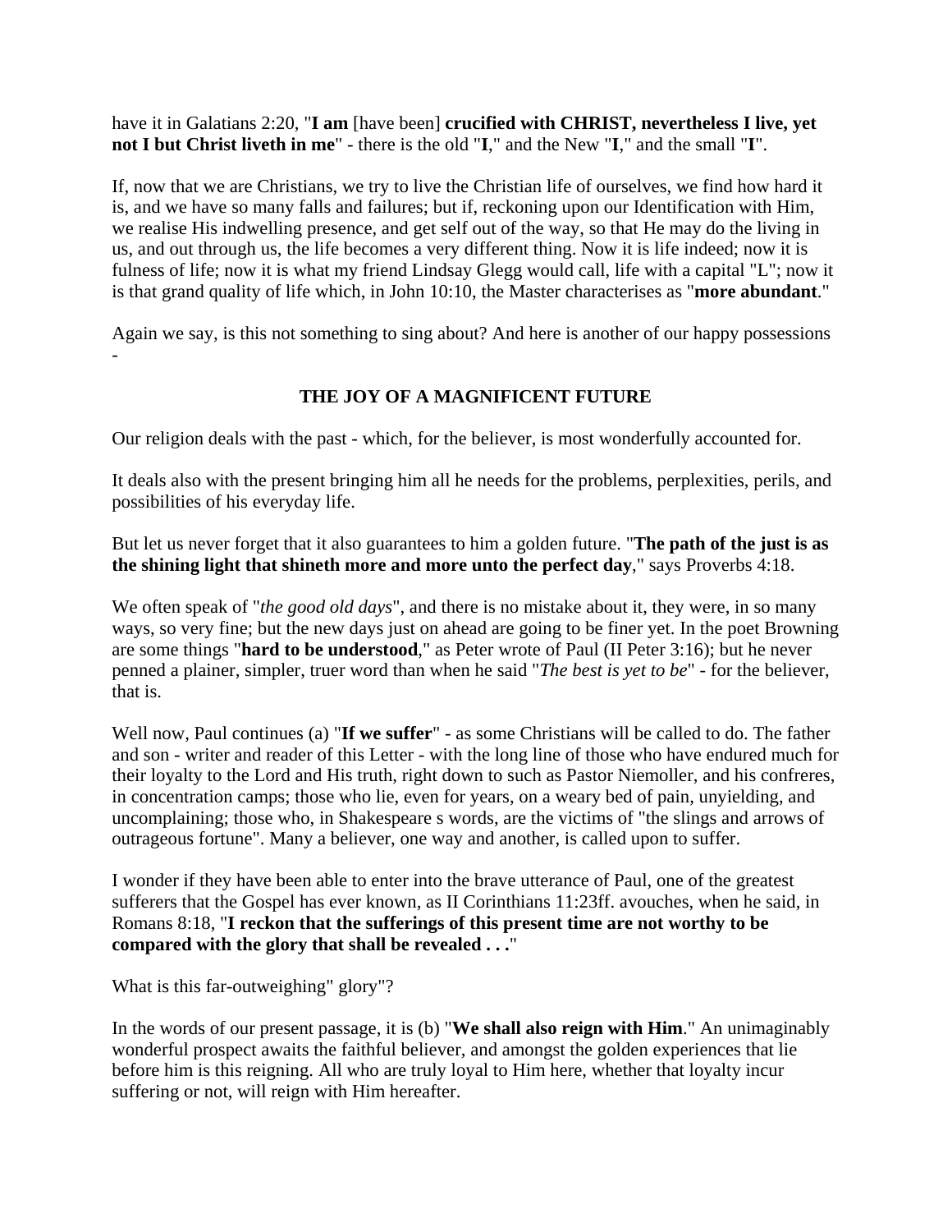have it in Galatians 2:20, "**I am** [have been] **crucified with CHRIST, nevertheless I live, yet not I but Christ liveth in me**" - there is the old "**I**," and the New "**I**," and the small "**I**".

If, now that we are Christians, we try to live the Christian life of ourselves, we find how hard it is, and we have so many falls and failures; but if, reckoning upon our Identification with Him, we realise His indwelling presence, and get self out of the way, so that He may do the living in us, and out through us, the life becomes a very different thing. Now it is life indeed; now it is fulness of life; now it is what my friend Lindsay Glegg would call, life with a capital "L"; now it is that grand quality of life which, in John 10:10, the Master characterises as "**more abundant**."

Again we say, is this not something to sing about? And here is another of our happy possessions -

### THE JOY OF A MAGNIFICENT FUTURE

Our religion deals with the past - which, for the believer, is most wonderfully accounted for.

It deals also with the present bringing him all he needs for the problems, perplexities, perils, and possibilities of his everyday life.

But let us never forget that it also guarantees to him a golden future. "**The path of the just is as the shining light that shineth more and more unto the perfect day**," says Proverbs 4:18.

We often speak of "*the good old days*", and there is no mistake about it, they were, in so many ways, so very fine; but the new days just on ahead are going to be finer yet. In the poet Browning are some things "**hard to be understood**," as Peter wrote of Paul (II Peter 3:16); but he never penned a plainer, simpler, truer word than when he said "*The best is yet to be*" - for the believer, that is.

Well now, Paul continues (a) "**If we suffer**" - as some Christians will be called to do. The father and son - writer and reader of this Letter - with the long line of those who have endured much for their loyalty to the Lord and His truth, right down to such as Pastor Niemoller, and his confreres, in concentration camps; those who lie, even for years, on a weary bed of pain, unyielding, and uncomplaining; those who, in Shakespeare s words, are the victims of "the slings and arrows of outrageous fortune". Many a believer, one way and another, is called upon to suffer.

I wonder if they have been able to enter into the brave utterance of Paul, one of the greatest sufferers that the Gospel has ever known, as II Corinthians 11:23ff. avouches, when he said, in Romans 8:18, "**I reckon that the sufferings of this present time are not worthy to be compared with the glory that shall be revealed . . .**"

What is this far-outweighing" glory"?

In the words of our present passage, it is (b) "**We shall also reign with Him**." An unimaginably wonderful prospect awaits the faithful believer, and amongst the golden experiences that lie before him is this reigning. All who are truly loyal to Him here, whether that loyalty incur suffering or not, will reign with Him hereafter.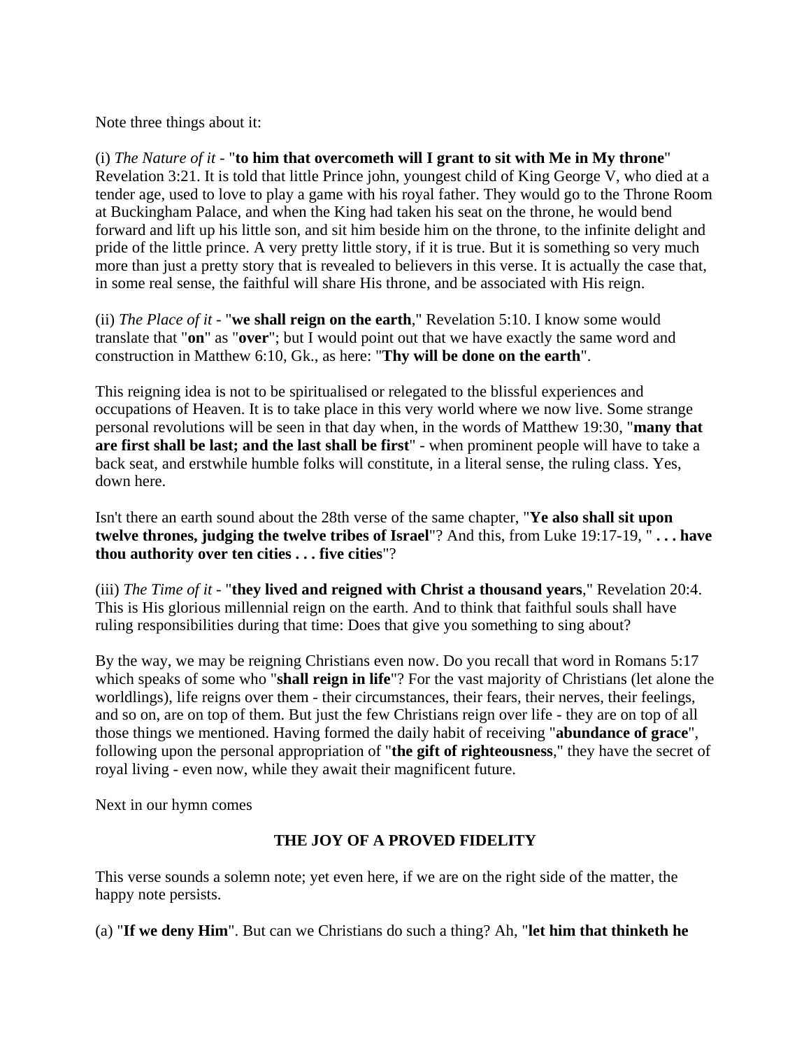Note three things about it:

(i) *The Nature of it* - "**to him that overcometh will I grant to sit with Me in My throne**" Revelation 3:21. It is told that little Prince john, youngest child of King George V, who died at a tender age, used to love to play a game with his royal father. They would go to the Throne Room at Buckingham Palace, and when the King had taken his seat on the throne, he would bend forward and lift up his little son, and sit him beside him on the throne, to the infinite delight and pride of the little prince. A very pretty little story, if it is true. But it is something so very much more than just a pretty story that is revealed to believers in this verse. It is actually the case that, in some real sense, the faithful will share His throne, and be associated with His reign.

(ii) *The Place of it* - "**we shall reign on the earth**," Revelation 5:10. I know some would translate that "**on**" as "**over**"; but I would point out that we have exactly the same word and construction in Matthew 6:10, Gk., as here: "**Thy will be done on the earth**".

This reigning idea is not to be spiritualised or relegated to the blissful experiences and occupations of Heaven. It is to take place in this very world where we now live. Some strange personal revolutions will be seen in that day when, in the words of Matthew 19:30, "**many that are first shall be last; and the last shall be first**" - when prominent people will have to take a back seat, and erstwhile humble folks will constitute, in a literal sense, the ruling class. Yes, down here.

Isn't there an earth sound about the 28th verse of the same chapter, "**Ye also shall sit upon twelve thrones, judging the twelve tribes of Israel**"? And this, from Luke 19:17-19, " **. . . have thou authority over ten cities . . . five cities**"?

(iii) *The Time of it* - "**they lived and reigned with Christ a thousand years**," Revelation 20:4. This is His glorious millennial reign on the earth. And to think that faithful souls shall have ruling responsibilities during that time: Does that give you something to sing about?

By the way, we may be reigning Christians even now. Do you recall that word in Romans 5:17 which speaks of some who "**shall reign in life**"? For the vast majority of Christians (let alone the worldlings), life reigns over them - their circumstances, their fears, their nerves, their feelings, and so on, are on top of them. But just the few Christians reign over life - they are on top of all those things we mentioned. Having formed the daily habit of receiving "**abundance of grace**", following upon the personal appropriation of "**the gift of righteousness**," they have the secret of royal living - even now, while they await their magnificent future.

Next in our hymn comes

## THE JOY OF A PROVED FIDELITY

This verse sounds a solemn note; yet even here, if we are on the right side of the matter, the happy note persists.

(a) "**If we deny Him**". But can we Christians do such a thing? Ah, "**let him that thinketh he**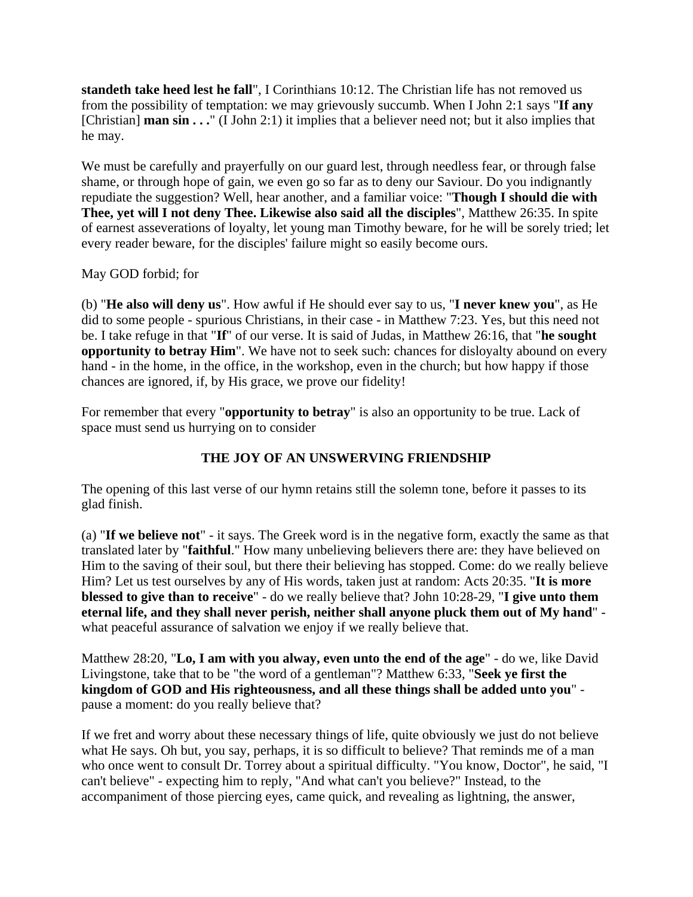**standeth take heed lest he fall**", I Corinthians 10:12. The Christian life has not removed us from the possibility of temptation: we may grievously succumb. When I John 2:1 says "**If any** [Christian] **man sin . . .**" (I John 2:1) it implies that a believer need not; but it also implies that he may.

We must be carefully and prayerfully on our guard lest, through needless fear, or through false shame, or through hope of gain, we even go so far as to deny our Saviour. Do you indignantly repudiate the suggestion? Well, hear another, and a familiar voice: "**Though I should die with Thee, yet will I not deny Thee. Likewise also said all the disciples**", Matthew 26:35. In spite of earnest asseverations of loyalty, let young man Timothy beware, for he will be sorely tried; let every reader beware, for the disciples' failure might so easily become ours.

May GOD forbid; for

(b) "**He also will deny us**". How awful if He should ever say to us, "**I never knew you**", as He did to some people - spurious Christians, in their case - in Matthew 7:23. Yes, but this need not be. I take refuge in that "**If**" of our verse. It is said of Judas, in Matthew 26:16, that "**he sought opportunity to betray Him**". We have not to seek such: chances for disloyalty abound on every hand - in the home, in the office, in the workshop, even in the church; but how happy if those chances are ignored, if, by His grace, we prove our fidelity!

For remember that every "**opportunity to betray**" is also an opportunity to be true. Lack of space must send us hurrying on to consider

**THE JOY OF AN UNSWERVING FRIENDSHIP**

The opening of this last verse of our hymn retains still the solemn tone, before it passes to its glad finish.

(a) "**If we believe not**" - it says. The Greek word is in the negative form, exactly the same as that translated later by "**faithful**." How many unbelieving believers there are: they have believed on Him to the saving of their soul, but there their believing has stopped. Come: do we really believe Him? Let us test ourselves by any of His words, taken just at random: Acts 20:35. "**It is more blessed to give than to receive**" - do we really believe that? John 10:28-29, "**I give unto them eternal life, and they shall never perish, neither shall anyone pluck them out of My hand**" - what peaceful assurance of salvation we enjoy if we really believe that.

Matthew 28:20, "**Lo, I am with you alway, even unto the end of the age**" - do we, like David Livingstone, take that to be "the word of a gentleman"? Matthew 6:33, "**Seek ye first the kingdom of GOD and His righteousness, and all these things shall be added unto you**" - pause a moment: do you really believe that?

If we fret and worry about these necessary things of life, quite obviously we just do not believe what He says. Oh but, you say, perhaps, it is so difficult to believe? That reminds me of a man who once went to consult Dr. Torrey about a spiritual difficulty. "You know, Doctor", he said, "I can't believe" - expecting him to reply, "And what can't you believe?" Instead, to the accompaniment of those piercing eyes, came quick, and revealing as lightning, the answer,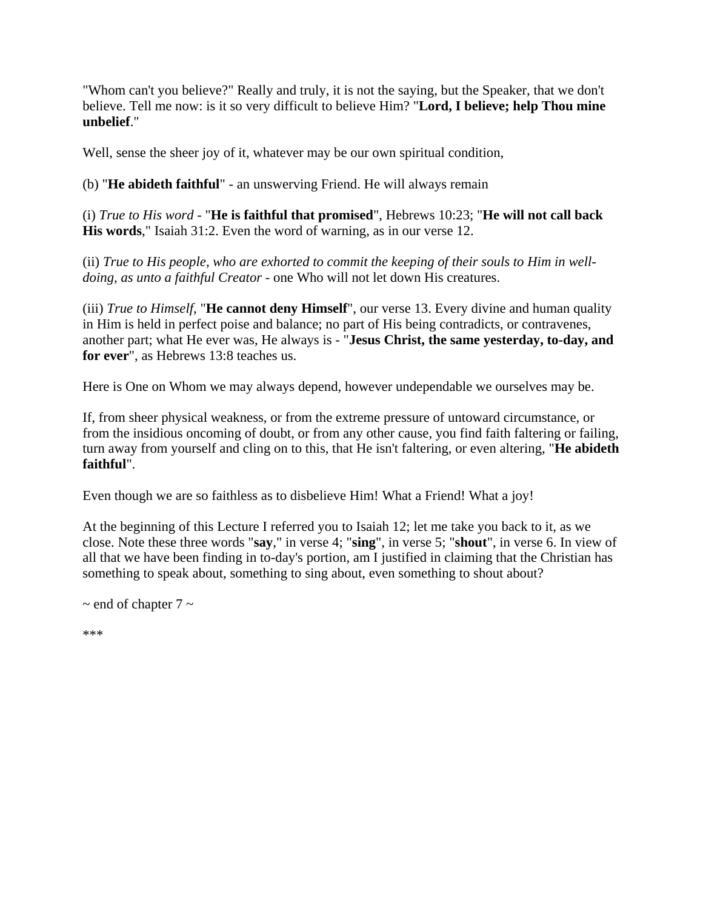"Whom can't you believe?" Really and truly, it is not the saying, but the Speaker, that we don't believe. Tell me now: is it so very difficult to believe Him? "**Lord, I believe; help Thou mine unbelief**."

Well, sense the sheer joy of it, whatever may be our own spiritual condition,

(b) "**He abideth faithful**" - an unswerving Friend. He will always remain

(i) *True to His word* - "**He is faithful that promised**", Hebrews 10:23; "**He will not call back His words**," Isaiah 31:2. Even the word of warning, as in our verse 12.

(ii) *True to His people, who are exhorted to commit the keeping of their souls to Him in well-doing, as unto a faithful Creator* - one Who will not let down His creatures.

(iii) *True to Himself*, "**He cannot deny Himself**", our verse 13. Every divine and human quality in Him is held in perfect poise and balance; no part of His being contradicts, or contravenes, another part; what He ever was, He always is - "**Jesus Christ, the same yesterday, to-day, and for ever**", as Hebrews 13:8 teaches us.

Here is One on Whom we may always depend, however undependable we ourselves may be.

If, from sheer physical weakness, or from the extreme pressure of untoward circumstance, or from the insidious oncoming of doubt, or from any other cause, you find faith faltering or failing, turn away from yourself and cling on to this, that He isn't faltering, or even altering, "**He abideth faithful**".

Even though we are so faithless as to disbelieve Him! What a Friend! What a joy!

At the beginning of this Lecture I referred you to Isaiah 12; let me take you back to it, as we close. Note these three words "**say**," in verse 4; "**sing**", in verse 5; "**shout**", in verse 6. In view of all that we have been finding in to-day's portion, am I justified in claiming that the Christian has something to speak about, something to sing about, even something to shout about?

~ end of chapter 7 ~

***